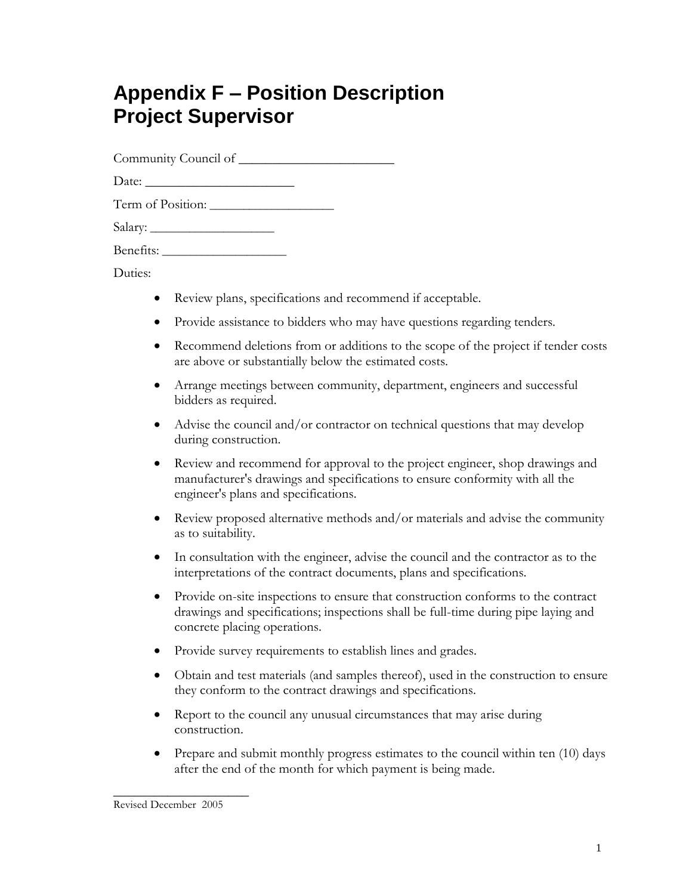# Appendix F – Position Description
# Project Supervisor

Community Council of ________________________

Date: ______________________

Term of Position: __________________

Salary: ___________________

Benefits: ___________________

Duties:

- Review plans, specifications and recommend if acceptable.
- Provide assistance to bidders who may have questions regarding tenders.
- Recommend deletions from or additions to the scope of the project if tender costs are above or substantially below the estimated costs.
- Arrange meetings between community, department, engineers and successful bidders as required.
- Advise the council and/or contractor on technical questions that may develop during construction.
- Review and recommend for approval to the project engineer, shop drawings and manufacturer's drawings and specifications to ensure conformity with all the engineer's plans and specifications.
- Review proposed alternative methods and/or materials and advise the community as to suitability.
- In consultation with the engineer, advise the council and the contractor as to the interpretations of the contract documents, plans and specifications.
- Provide on-site inspections to ensure that construction conforms to the contract drawings and specifications; inspections shall be full-time during pipe laying and concrete placing operations.
- Provide survey requirements to establish lines and grades.
- Obtain and test materials (and samples thereof), used in the construction to ensure they conform to the contract drawings and specifications.
- Report to the council any unusual circumstances that may arise during construction.
- Prepare and submit monthly progress estimates to the council within ten (10) days after the end of the month for which payment is being made.

Revised December 2005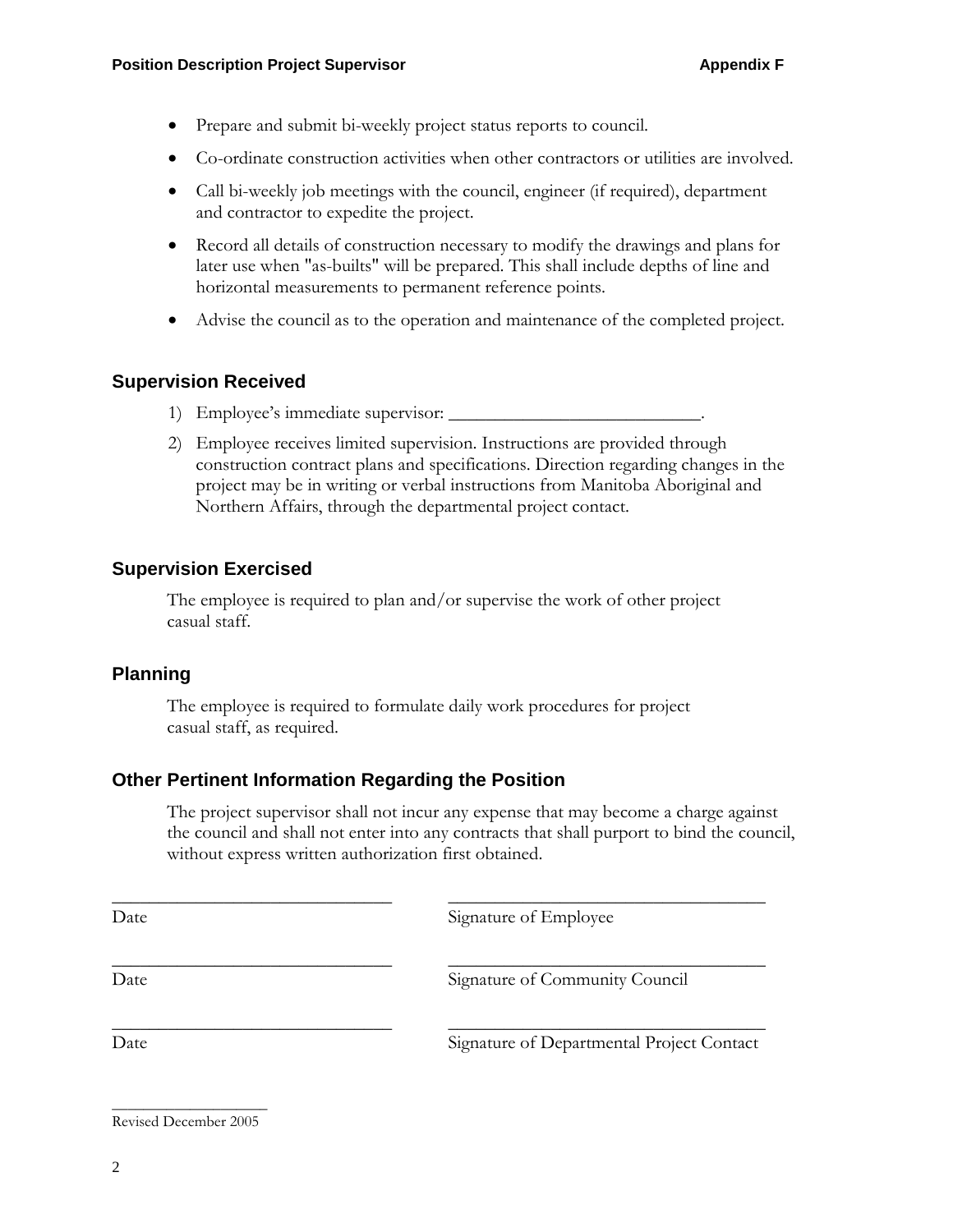- Prepare and submit bi-weekly project status reports to council.
- Co-ordinate construction activities when other contractors or utilities are involved.
- Call bi-weekly job meetings with the council, engineer (if required), department and contractor to expedite the project.
- Record all details of construction necessary to modify the drawings and plans for later use when "as-builts" will be prepared. This shall include depths of line and horizontal measurements to permanent reference points.
- Advise the council as to the operation and maintenance of the completed project.

## Supervision Received

1) Employee's immediate supervisor: ____________________________.
2) Employee receives limited supervision. Instructions are provided through construction contract plans and specifications. Direction regarding changes in the project may be in writing or verbal instructions from Manitoba Aboriginal and Northern Affairs, through the departmental project contact.

## Supervision Exercised

The employee is required to plan and/or supervise the work of other project casual staff.

## Planning

The employee is required to formulate daily work procedures for project casual staff, as required.

## Other Pertinent Information Regarding the Position

The project supervisor shall not incur any expense that may become a charge against the council and shall not enter into any contracts that shall purport to bind the council, without express written authorization first obtained.

| | |
|---|---|
| ______________________________ | ______________________________ |
| Date | Signature of Employee |
| ______________________________ | ______________________________ |
| Date | Signature of Community Council |
| ______________________________ | ______________________________ |
| Date | Signature of Departmental Project Contact |

Revised December 2005